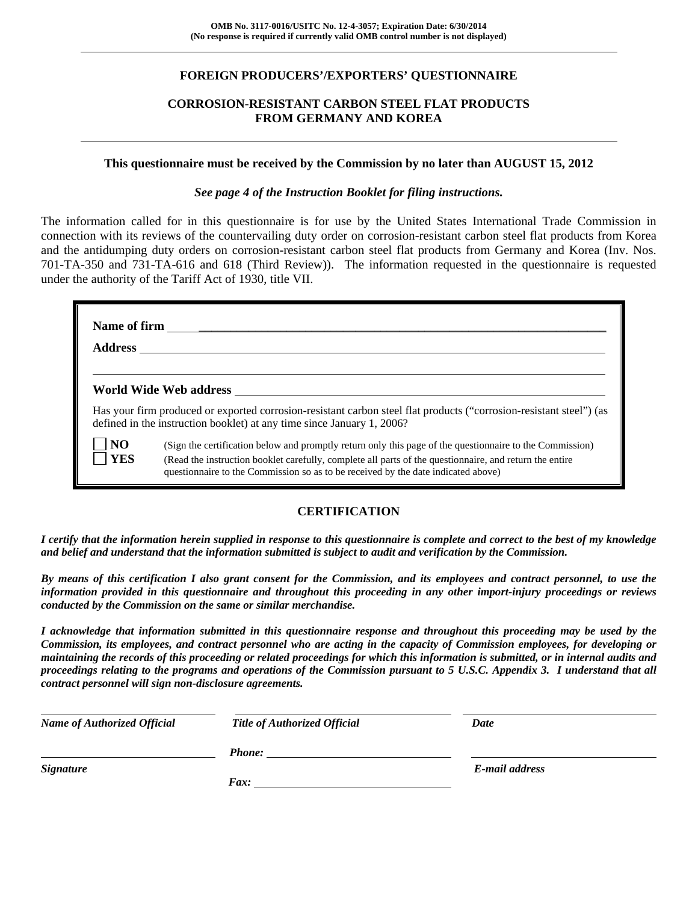OMB No. 3117-0016/USITC No. 12-4-3057; Expiration Date: 6/30/2014
(No response is required if currently valid OMB control number is not displayed)

# FOREIGN PRODUCERS'/EXPORTERS' QUESTIONNAIRE

## CORROSION-RESISTANT CARBON STEEL FLAT PRODUCTS FROM GERMANY AND KOREA

**This questionnaire must be received by the Commission by no later than AUGUST 15, 2012**

***See page 4 of the Instruction Booklet for filing instructions.***

The information called for in this questionnaire is for use by the United States International Trade Commission in connection with its reviews of the countervailing duty order on corrosion-resistant carbon steel flat products from Korea and the antidumping duty orders on corrosion-resistant carbon steel flat products from Germany and Korea (Inv. Nos. 701-TA-350 and 731-TA-616 and 618 (Third Review)). The information requested in the questionnaire is requested under the authority of the Tariff Act of 1930, title VII.

**Name of firm** ______________________________

**Address** ______________________________

______________________________

**World Wide Web address** ______________________________

Has your firm produced or exported corrosion-resistant carbon steel flat products ("corrosion-resistant steel") (as defined in the instruction booklet) at any time since January 1, 2006?

- ☐ **NO** (Sign the certification below and promptly return only this page of the questionnaire to the Commission)
- ☐ **YES** (Read the instruction booklet carefully, complete all parts of the questionnaire, and return the entire questionnaire to the Commission so as to be received by the date indicated above)

## CERTIFICATION

***I certify that the information herein supplied in response to this questionnaire is complete and correct to the best of my knowledge and belief and understand that the information submitted is subject to audit and verification by the Commission.***

***By means of this certification I also grant consent for the Commission, and its employees and contract personnel, to use the information provided in this questionnaire and throughout this proceeding in any other import-injury proceedings or reviews conducted by the Commission on the same or similar merchandise.***

***I acknowledge that information submitted in this questionnaire response and throughout this proceeding may be used by the Commission, its employees, and contract personnel who are acting in the capacity of Commission employees, for developing or maintaining the records of this proceeding or related proceedings for which this information is submitted, or in internal audits and proceedings relating to the programs and operations of the Commission pursuant to 5 U.S.C. Appendix 3. I understand that all contract personnel will sign non-disclosure agreements.***

| ______________________ | ______________________ | ______________________ |
|---|---|---|
| ***Name of Authorized Official*** | ***Title of Authorized Official*** | ***Date*** |
| ______________________ | ***Phone:*** ______________________ | ______________________ |
| ***Signature*** | ***Fax:*** ______________________ | ***E-mail address*** |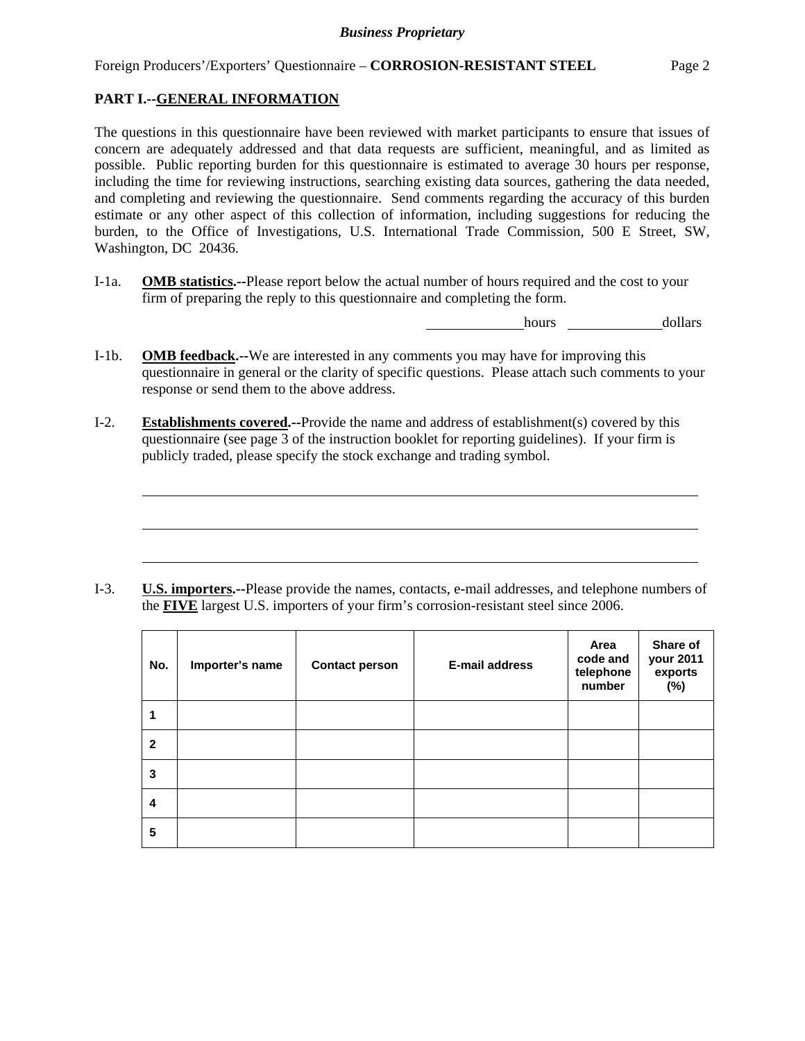## PART I.--GENERAL INFORMATION

The questions in this questionnaire have been reviewed with market participants to ensure that issues of concern are adequately addressed and that data requests are sufficient, meaningful, and as limited as possible. Public reporting burden for this questionnaire is estimated to average 30 hours per response, including the time for reviewing instructions, searching existing data sources, gathering the data needed, and completing and reviewing the questionnaire. Send comments regarding the accuracy of this burden estimate or any other aspect of this collection of information, including suggestions for reducing the burden, to the Office of Investigations, U.S. International Trade Commission, 500 E Street, SW, Washington, DC 20436.

I-1a. **OMB statistics.--**Please report below the actual number of hours required and the cost to your firm of preparing the reply to this questionnaire and completing the form.

_____________hours _____________dollars

I-1b. **OMB feedback.--**We are interested in any comments you may have for improving this questionnaire in general or the clarity of specific questions. Please attach such comments to your response or send them to the above address.

I-2. **Establishments covered.--**Provide the name and address of establishment(s) covered by this questionnaire (see page 3 of the instruction booklet for reporting guidelines). If your firm is publicly traded, please specify the stock exchange and trading symbol.

_______________________________________________________________________________

_______________________________________________________________________________

_______________________________________________________________________________

I-3. **U.S. importers.--**Please provide the names, contacts, e-mail addresses, and telephone numbers of the **FIVE** largest U.S. importers of your firm's corrosion-resistant steel since 2006.

| No. | Importer's name | Contact person | E-mail address | Area code and telephone number | Share of your 2011 exports (%) |
|---|---|---|---|---|---|
| 1 | | | | | |
| 2 | | | | | |
| 3 | | | | | |
| 4 | | | | | |
| 5 | | | | | |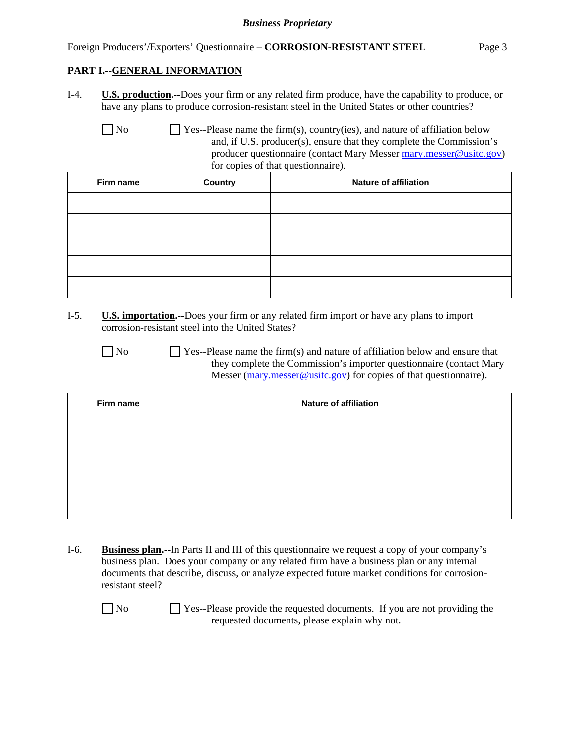## PART I.--GENERAL INFORMATION

I-4. **U.S. production.**--Does your firm or any related firm produce, have the capability to produce, or have any plans to produce corrosion-resistant steel in the United States or other countries?

☐ No ☐ Yes--Please name the firm(s), country(ies), and nature of affiliation below and, if U.S. producer(s), ensure that they complete the Commission's producer questionnaire (contact Mary Messer mary.messer@usitc.gov) for copies of that questionnaire).

| Firm name | Country | Nature of affiliation |
|---|---|---|
| | | |
| | | |
| | | |
| | | |
| | | |

I-5. **U.S. importation.**--Does your firm or any related firm import or have any plans to import corrosion-resistant steel into the United States?

☐ No ☐ Yes--Please name the firm(s) and nature of affiliation below and ensure that they complete the Commission's importer questionnaire (contact Mary Messer (mary.messer@usitc.gov) for copies of that questionnaire).

| Firm name | Nature of affiliation |
|---|---|
| | |
| | |
| | |
| | |
| | |

I-6. **Business plan.**--In Parts II and III of this questionnaire we request a copy of your company's business plan. Does your company or any related firm have a business plan or any internal documents that describe, discuss, or analyze expected future market conditions for corrosion-resistant steel?

☐ No ☐ Yes--Please provide the requested documents. If you are not providing the requested documents, please explain why not.

\_\_\_\_\_\_\_\_\_\_\_\_\_\_\_\_\_\_\_\_\_\_\_\_\_\_\_\_\_\_\_\_\_\_\_\_\_\_\_\_\_\_\_\_\_\_\_\_\_\_\_\_\_\_\_\_\_\_\_\_\_\_\_\_\_\_\_\_\_\_\_\_

\_\_\_\_\_\_\_\_\_\_\_\_\_\_\_\_\_\_\_\_\_\_\_\_\_\_\_\_\_\_\_\_\_\_\_\_\_\_\_\_\_\_\_\_\_\_\_\_\_\_\_\_\_\_\_\_\_\_\_\_\_\_\_\_\_\_\_\_\_\_\_\_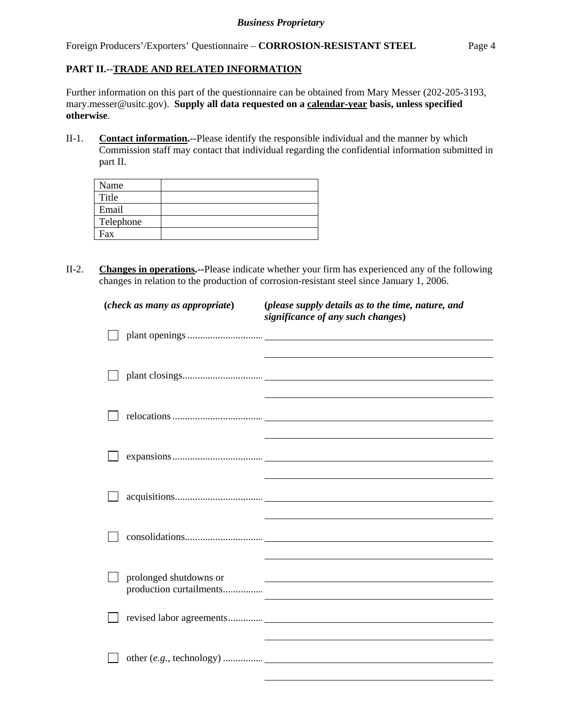**Business Proprietary**

Foreign Producers'/Exporters' Questionnaire – **CORROSION-RESISTANT STEEL**

## PART II.--TRADE AND RELATED INFORMATION

Further information on this part of the questionnaire can be obtained from Mary Messer (202-205-3193, mary.messer@usitc.gov). **Supply all data requested on a calendar-year basis, unless specified otherwise**.

II-1. **Contact information.**--Please identify the responsible individual and the manner by which Commission staff may contact that individual regarding the confidential information submitted in part II.

| Name | |
|---|---|
| Title | |
| Email | |
| Telephone | |
| Fax | |

II-2. **Changes in operations.**--Please indicate whether your firm has experienced any of the following changes in relation to the production of corrosion-resistant steel since January 1, 2006.

| (*check as many as appropriate*) | (*please supply details as to the time, nature, and significance of any such changes*) |
|---|---|
| ☐ plant openings .............................. | |
| ☐ plant closings.............................. | |
| ☐ relocations.............................. | |
| ☐ expansions.............................. | |
| ☐ acquisitions.............................. | |
| ☐ consolidations.............................. | |
| ☐ prolonged shutdowns or production curtailments.............. | |
| ☐ revised labor agreements.............. | |
| ☐ other (*e.g.*, technology) .............. | |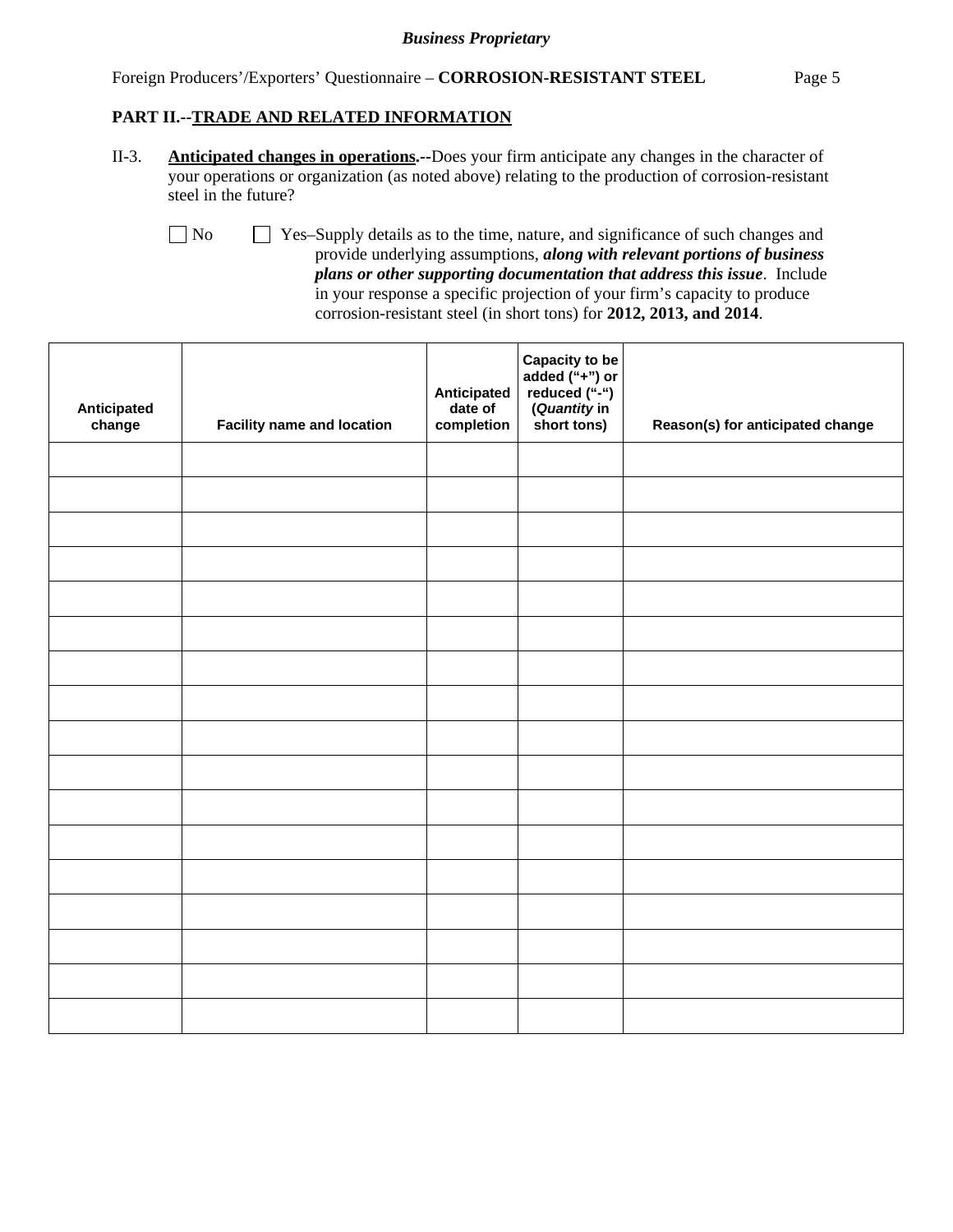**Business Proprietary**

## PART II.--<u>TRADE AND RELATED INFORMATION</u>

II-3. **<u>Anticipated changes in operations</u>.--**Does your firm anticipate any changes in the character of your operations or organization (as noted above) relating to the production of corrosion-resistant steel in the future?

☐ No ☐ Yes–Supply details as to the time, nature, and significance of such changes and provide underlying assumptions, ***along with relevant portions of business plans or other supporting documentation that address this issue***. Include in your response a specific projection of your firm's capacity to produce corrosion-resistant steel (in short tons) for **2012, 2013, and 2014**.

| Anticipated change | Facility name and location | Anticipated date of completion | Capacity to be added ("+") or reduced ("-") (*Quantity* in short tons) | Reason(s) for anticipated change |
|---|---|---|---|---|
| | | | | |
| | | | | |
| | | | | |
| | | | | |
| | | | | |
| | | | | |
| | | | | |
| | | | | |
| | | | | |
| | | | | |
| | | | | |
| | | | | |
| | | | | |
| | | | | |
| | | | | |
| | | | | |
| | | | | |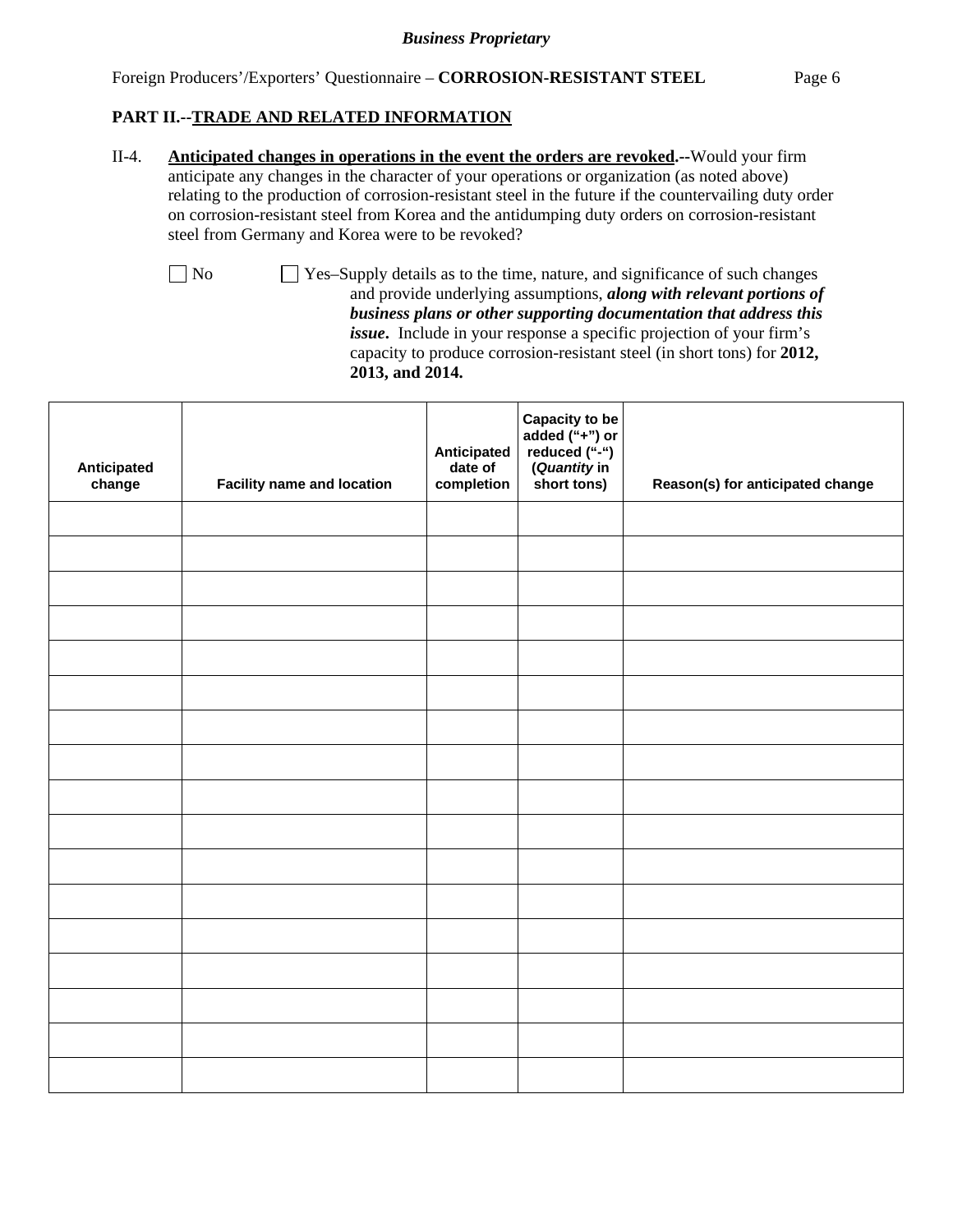**PART II.--TRADE AND RELATED INFORMATION**

II-4. **Anticipated changes in operations in the event the orders are revoked.--**Would your firm anticipate any changes in the character of your operations or organization (as noted above) relating to the production of corrosion-resistant steel in the future if the countervailing duty order on corrosion-resistant steel from Korea and the antidumping duty orders on corrosion-resistant steel from Germany and Korea were to be revoked?

☐ No ☐ Yes–Supply details as to the time, nature, and significance of such changes and provide underlying assumptions, ***along with relevant portions of business plans or other supporting documentation that address this issue***. Include in your response a specific projection of your firm's capacity to produce corrosion-resistant steel (in short tons) for **2012, 2013, and 2014.**

| Anticipated change | Facility name and location | Anticipated date of completion | Capacity to be added ("+") or reduced ("-") (*Quantity* in short tons) | Reason(s) for anticipated change |
|---|---|---|---|---|
| | | | | |
| | | | | |
| | | | | |
| | | | | |
| | | | | |
| | | | | |
| | | | | |
| | | | | |
| | | | | |
| | | | | |
| | | | | |
| | | | | |
| | | | | |
| | | | | |
| | | | | |
| | | | | |
| | | | | |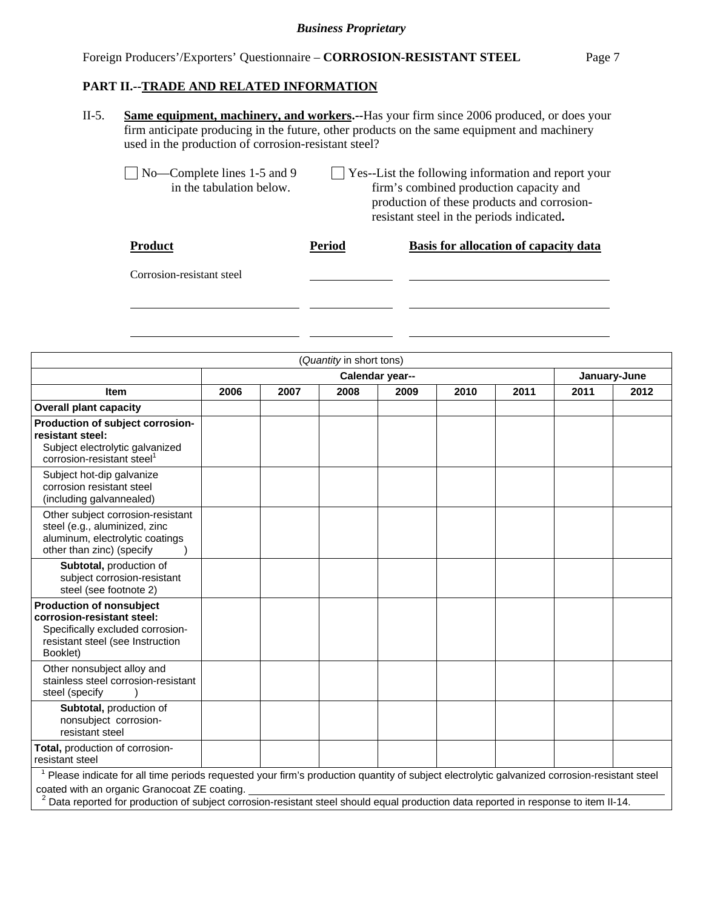*Business Proprietary*

Foreign Producers'/Exporters' Questionnaire – **CORROSION-RESISTANT STEEL**

## PART II.--TRADE AND RELATED INFORMATION

II-5. **Same equipment, machinery, and workers.**--Has your firm since 2006 produced, or does your firm anticipate producing in the future, other products on the same equipment and machinery used in the production of corrosion-resistant steel?

☐ No—Complete lines 1-5 and 9 in the tabulation below.

☐ Yes--List the following information and report your firm's combined production capacity and production of these products and corrosion-resistant steel in the periods indicated**.**

| Product | Period | Basis for allocation of capacity data |
|---|---|---|
| Corrosion-resistant steel | ______ | ______ |
| ______ | ______ | ______ |
| ______ | ______ | ______ |

| (*Quantity* in short tons) | | | | | | | | |
|---|---|---|---|---|---|---|---|---|
| | Calendar year-- | | | | | | January-June | |
| **Item** | **2006** | **2007** | **2008** | **2009** | **2010** | **2011** | **2011** | **2012** |
| **Overall plant capacity** | | | | | | | | |
| **Production of subject corrosion-resistant steel:** Subject electrolytic galvanized corrosion-resistant steel[1] | | | | | | | | |
| Subject hot-dip galvanize corrosion resistant steel (including galvannealed) | | | | | | | | |
| Other subject corrosion-resistant steel (e.g., aluminized, zinc aluminum, electrolytic coatings other than zinc) (specify ) | | | | | | | | |
| **Subtotal,** production of subject corrosion-resistant steel (see footnote 2) | | | | | | | | |
| **Production of nonsubject corrosion-resistant steel:** Specifically excluded corrosion-resistant steel (see Instruction Booklet) | | | | | | | | |
| Other nonsubject alloy and stainless steel corrosion-resistant steel (specify ) | | | | | | | | |
| **Subtotal,** production of nonsubject corrosion-resistant steel | | | | | | | | |
| **Total,** production of corrosion-resistant steel | | | | | | | | |

[1] Please indicate for all time periods requested your firm's production quantity of subject electrolytic galvanized corrosion-resistant steel coated with an organic Granocoat ZE coating. ______

[2] Data reported for production of subject corrosion-resistant steel should equal production data reported in response to item II-14.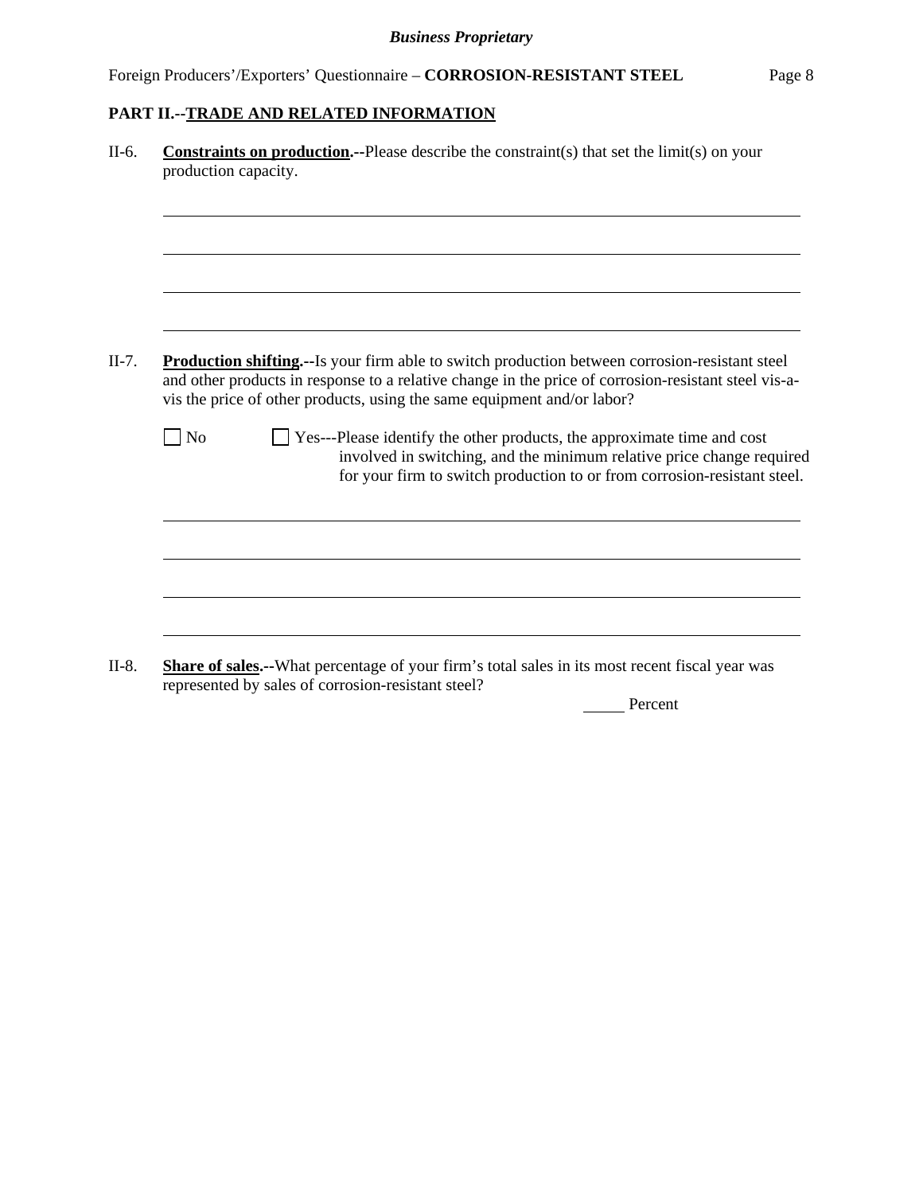**PART II.--TRADE AND RELATED INFORMATION**

II-6. **Constraints on production.--**Please describe the constraint(s) that set the limit(s) on your production capacity.

\_\_\_\_\_\_\_\_\_\_\_\_\_\_\_\_\_\_\_\_\_\_\_\_\_\_\_\_\_\_\_\_\_\_\_\_\_\_\_\_\_\_\_\_\_\_\_\_\_\_\_\_\_\_\_\_\_\_\_\_\_\_\_\_\_\_\_\_\_\_\_\_\_\_

\_\_\_\_\_\_\_\_\_\_\_\_\_\_\_\_\_\_\_\_\_\_\_\_\_\_\_\_\_\_\_\_\_\_\_\_\_\_\_\_\_\_\_\_\_\_\_\_\_\_\_\_\_\_\_\_\_\_\_\_\_\_\_\_\_\_\_\_\_\_\_\_\_\_

\_\_\_\_\_\_\_\_\_\_\_\_\_\_\_\_\_\_\_\_\_\_\_\_\_\_\_\_\_\_\_\_\_\_\_\_\_\_\_\_\_\_\_\_\_\_\_\_\_\_\_\_\_\_\_\_\_\_\_\_\_\_\_\_\_\_\_\_\_\_\_\_\_\_

\_\_\_\_\_\_\_\_\_\_\_\_\_\_\_\_\_\_\_\_\_\_\_\_\_\_\_\_\_\_\_\_\_\_\_\_\_\_\_\_\_\_\_\_\_\_\_\_\_\_\_\_\_\_\_\_\_\_\_\_\_\_\_\_\_\_\_\_\_\_\_\_\_\_

II-7. **Production shifting.--**Is your firm able to switch production between corrosion-resistant steel and other products in response to a relative change in the price of corrosion-resistant steel vis-a-vis the price of other products, using the same equipment and/or labor?

☐ No ☐ Yes---Please identify the other products, the approximate time and cost involved in switching, and the minimum relative price change required for your firm to switch production to or from corrosion-resistant steel.

\_\_\_\_\_\_\_\_\_\_\_\_\_\_\_\_\_\_\_\_\_\_\_\_\_\_\_\_\_\_\_\_\_\_\_\_\_\_\_\_\_\_\_\_\_\_\_\_\_\_\_\_\_\_\_\_\_\_\_\_\_\_\_\_\_\_\_\_\_\_\_\_\_\_

\_\_\_\_\_\_\_\_\_\_\_\_\_\_\_\_\_\_\_\_\_\_\_\_\_\_\_\_\_\_\_\_\_\_\_\_\_\_\_\_\_\_\_\_\_\_\_\_\_\_\_\_\_\_\_\_\_\_\_\_\_\_\_\_\_\_\_\_\_\_\_\_\_\_

\_\_\_\_\_\_\_\_\_\_\_\_\_\_\_\_\_\_\_\_\_\_\_\_\_\_\_\_\_\_\_\_\_\_\_\_\_\_\_\_\_\_\_\_\_\_\_\_\_\_\_\_\_\_\_\_\_\_\_\_\_\_\_\_\_\_\_\_\_\_\_\_\_\_

\_\_\_\_\_\_\_\_\_\_\_\_\_\_\_\_\_\_\_\_\_\_\_\_\_\_\_\_\_\_\_\_\_\_\_\_\_\_\_\_\_\_\_\_\_\_\_\_\_\_\_\_\_\_\_\_\_\_\_\_\_\_\_\_\_\_\_\_\_\_\_\_\_\_

II-8. **Share of sales.--**What percentage of your firm's total sales in its most recent fiscal year was represented by sales of corrosion-resistant steel?

\_\_\_\_\_ Percent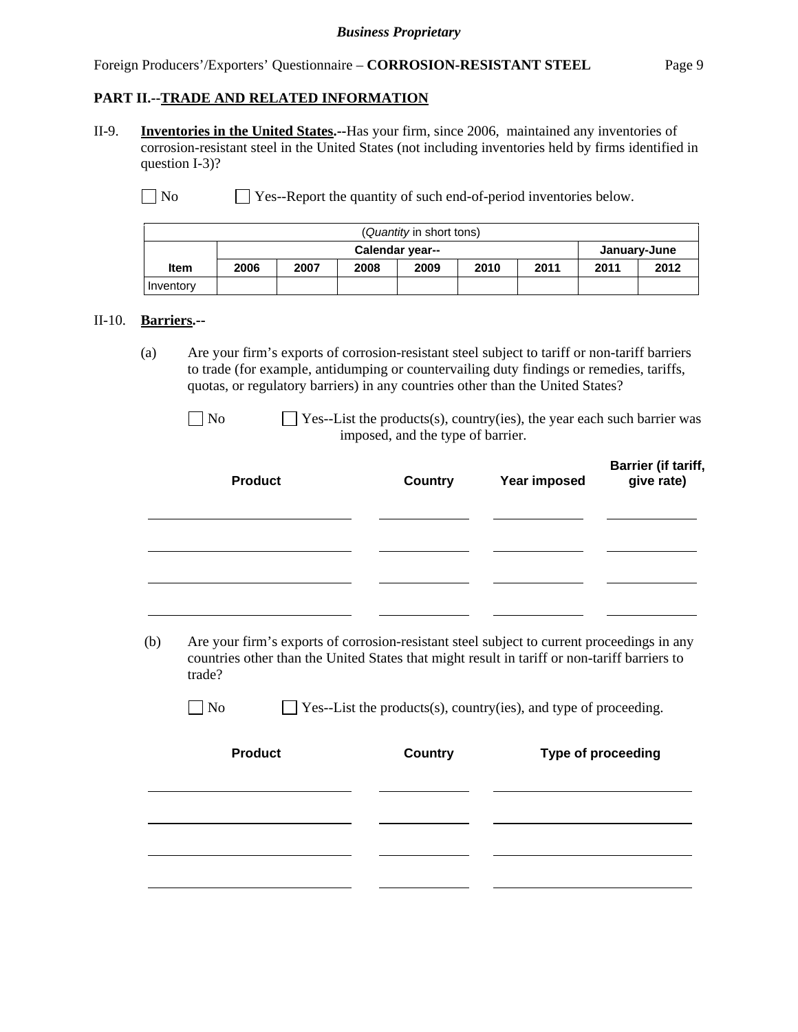**PART II.--TRADE AND RELATED INFORMATION**

II-9. **Inventories in the United States.--**Has your firm, since 2006, maintained any inventories of corrosion-resistant steel in the United States (not including inventories held by firms identified in question I-3)?

☐ No ☐ Yes--Report the quantity of such end-of-period inventories below.

| (*Quantity* in short tons) | | | | | | | | |
|---|---|---|---|---|---|---|---|---|
| | Calendar year-- | | | | | | January-June | |
| **Item** | **2006** | **2007** | **2008** | **2009** | **2010** | **2011** | **2011** | **2012** |
| Inventory | | | | | | | | |

II-10. **Barriers.--**

(a) Are your firm's exports of corrosion-resistant steel subject to tariff or non-tariff barriers to trade (for example, antidumping or countervailing duty findings or remedies, tariffs, quotas, or regulatory barriers) in any countries other than the United States?

☐ No ☐ Yes--List the products(s), country(ies), the year each such barrier was imposed, and the type of barrier.

| Product | Country | Year imposed | Barrier (if tariff, give rate) |
|---|---|---|---|
| | | | |
| | | | |
| | | | |
| | | | |

(b) Are your firm's exports of corrosion-resistant steel subject to current proceedings in any countries other than the United States that might result in tariff or non-tariff barriers to trade?

☐ No ☐ Yes--List the products(s), country(ies), and type of proceeding.

| Product | Country | Type of proceeding |
|---|---|---|
| | | |
| | | |
| | | |
| | | |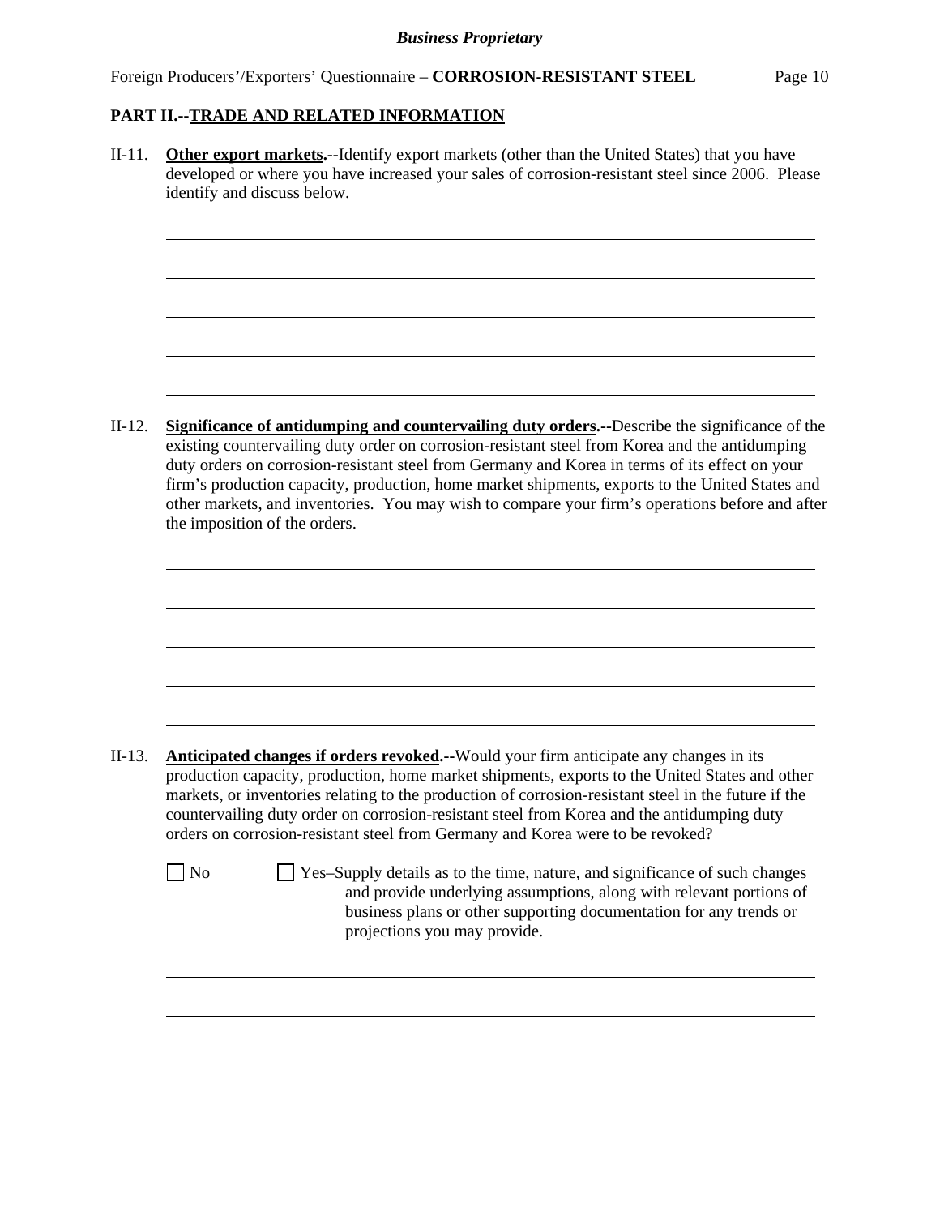## PART II.--TRADE AND RELATED INFORMATION

II-11. **Other export markets.**--Identify export markets (other than the United States) that you have developed or where you have increased your sales of corrosion-resistant steel since 2006. Please identify and discuss below.

II-12. **Significance of antidumping and countervailing duty orders.**--Describe the significance of the existing countervailing duty order on corrosion-resistant steel from Korea and the antidumping duty orders on corrosion-resistant steel from Germany and Korea in terms of its effect on your firm's production capacity, production, home market shipments, exports to the United States and other markets, and inventories. You may wish to compare your firm's operations before and after the imposition of the orders.

II-13. **Anticipated changes if orders revoked.**--Would your firm anticipate any changes in its production capacity, production, home market shipments, exports to the United States and other markets, or inventories relating to the production of corrosion-resistant steel in the future if the countervailing duty order on corrosion-resistant steel from Korea and the antidumping duty orders on corrosion-resistant steel from Germany and Korea were to be revoked?

☐ No ☐ Yes–Supply details as to the time, nature, and significance of such changes and provide underlying assumptions, along with relevant portions of business plans or other supporting documentation for any trends or projections you may provide.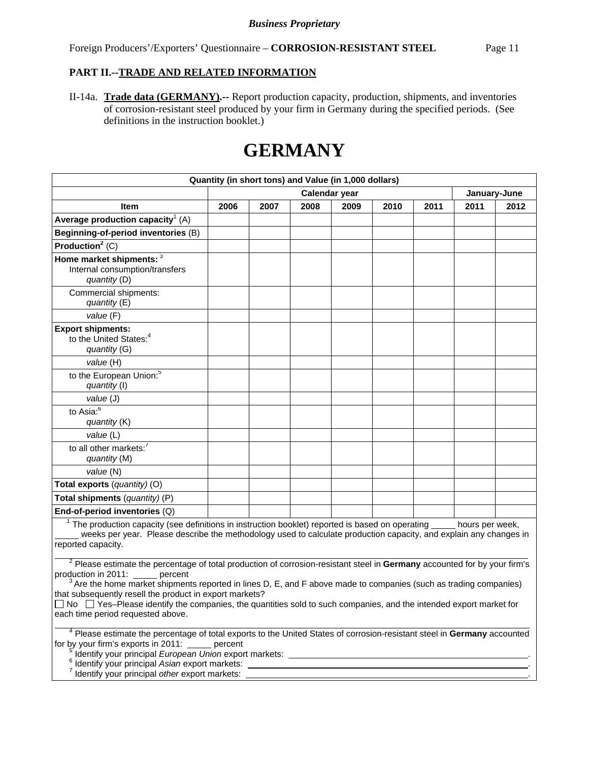**PART II.--TRADE AND RELATED INFORMATION**

II-14a. **Trade data (GERMANY).--** Report production capacity, production, shipments, and inventories of corrosion-resistant steel produced by your firm in Germany during the specified periods. (See definitions in the instruction booklet.)

# GERMANY

| Quantity (in short tons) and Value (in 1,000 dollars) | | | | | | | | |
|---|---|---|---|---|---|---|---|---|
| | Calendar year | | | | | | January-June | |
| **Item** | **2006** | **2007** | **2008** | **2009** | **2010** | **2011** | **2011** | **2012** |
| **Average production capacity**[1] (A) | | | | | | | | |
| **Beginning-of-period inventories** (B) | | | | | | | | |
| **Production**[2] (C) | | | | | | | | |
| **Home market shipments:**[3] Internal consumption/transfers *quantity* (D) | | | | | | | | |
| Commercial shipments: *quantity* (E) | | | | | | | | |
| *value* (F) | | | | | | | | |
| **Export shipments:** to the United States:[4] *quantity* (G) | | | | | | | | |
| *value* (H) | | | | | | | | |
| to the European Union:[5] *quantity* (I) | | | | | | | | |
| *value* (J) | | | | | | | | |
| to Asia:[6] *quantity* (K) | | | | | | | | |
| *value* (L) | | | | | | | | |
| to all other markets:[7] *quantity* (M) | | | | | | | | |
| *value* (N) | | | | | | | | |
| **Total exports** (*quantity*) (O) | | | | | | | | |
| **Total shipments** (*quantity*) (P) | | | | | | | | |
| **End-of-period inventories** (Q) | | | | | | | | |

[1] The production capacity (see definitions in instruction booklet) reported is based on operating _____ hours per week, _____ weeks per year. Please describe the methodology used to calculate production capacity, and explain any changes in reported capacity.

______________________________________________________________________________

[2] Please estimate the percentage of total production of corrosion-resistant steel in **Germany** accounted for by your firm's production in 2011: _____ percent

[3] Are the home market shipments reported in lines D, E, and F above made to companies (such as trading companies) that subsequently resell the product in export markets?

☐ No ☐ Yes–Please identify the companies, the quantities sold to such companies, and the intended export market for each time period requested above.

______________________________________________________________________________

[4] Please estimate the percentage of total exports to the United States of corrosion-resistant steel in **Germany** accounted for by your firm's exports in 2011: _____ percent

[5] Identify your principal *European Union* export markets: ______________________________.

[6] Identify your principal *Asian* export markets: ______________________________.

[7] Identify your principal *other* export markets: ______________________________.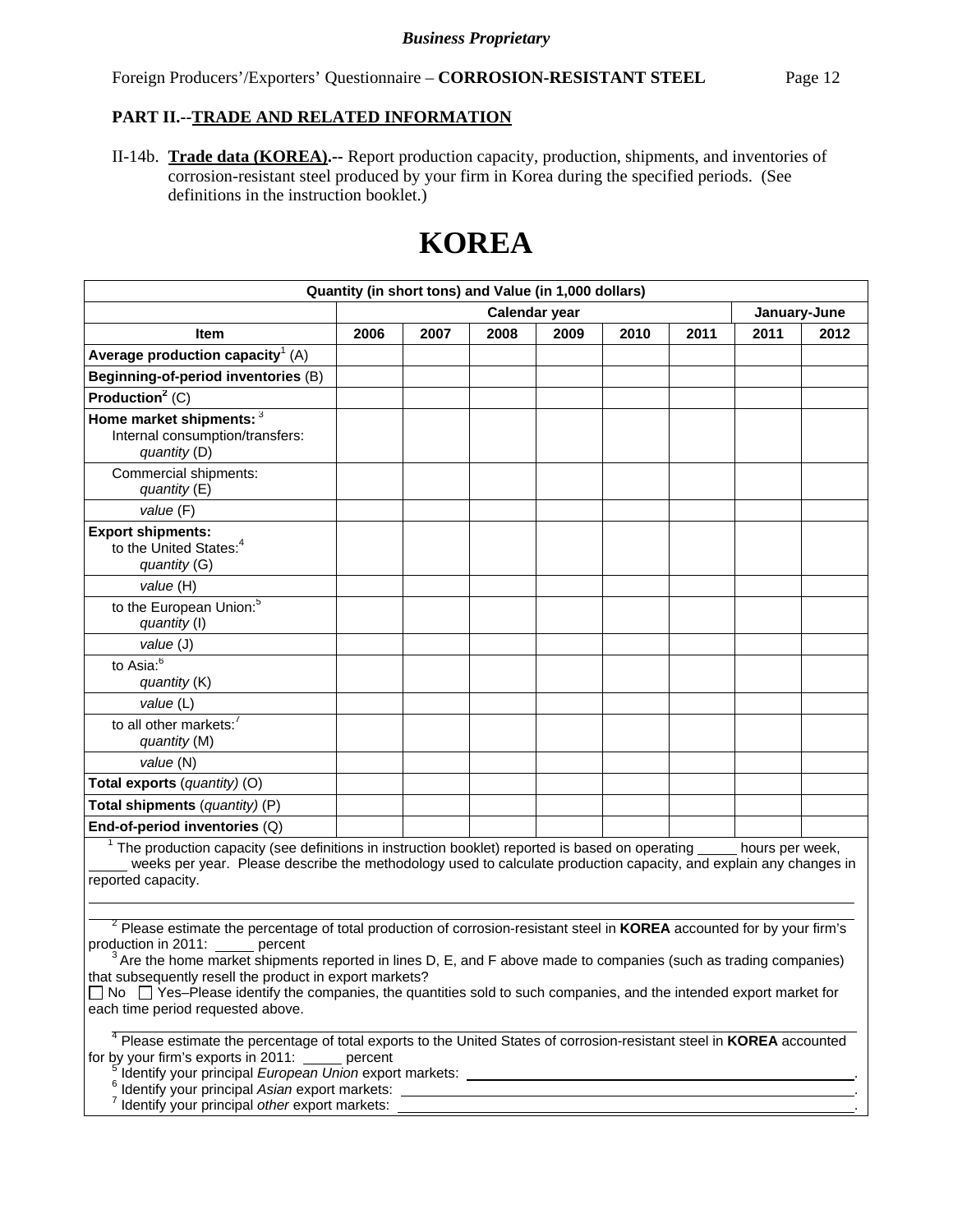*Business Proprietary*

Foreign Producers'/Exporters' Questionnaire – **CORROSION-RESISTANT STEEL**

## PART II.--TRADE AND RELATED INFORMATION

II-14b. **Trade data (KOREA).--** Report production capacity, production, shipments, and inventories of corrosion-resistant steel produced by your firm in Korea during the specified periods. (See definitions in the instruction booklet.)

# KOREA

| Quantity (in short tons) and Value (in 1,000 dollars) | | | | | | | | |
|---|---|---|---|---|---|---|---|---|
| | Calendar year | | | | | | January-June | |
| **Item** | **2006** | **2007** | **2008** | **2009** | **2010** | **2011** | **2011** | **2012** |
| **Average production capacity**[1] (A) | | | | | | | | |
| **Beginning-of-period inventories** (B) | | | | | | | | |
| **Production**[2] (C) | | | | | | | | |
| **Home market shipments:** [3] Internal consumption/transfers: *quantity* (D) | | | | | | | | |
| Commercial shipments: *quantity* (E) | | | | | | | | |
| *value* (F) | | | | | | | | |
| **Export shipments:** to the United States:[4] *quantity* (G) | | | | | | | | |
| *value* (H) | | | | | | | | |
| to the European Union:[5] *quantity* (I) | | | | | | | | |
| *value* (J) | | | | | | | | |
| to Asia:[6] *quantity* (K) | | | | | | | | |
| *value* (L) | | | | | | | | |
| to all other markets:[7] *quantity* (M) | | | | | | | | |
| *value* (N) | | | | | | | | |
| **Total exports** (*quantity*) (O) | | | | | | | | |
| **Total shipments** (*quantity*) (P) | | | | | | | | |
| **End-of-period inventories** (Q) | | | | | | | | |

[1] The production capacity (see definitions in instruction booklet) reported is based on operating _____ hours per week, _____ weeks per year. Please describe the methodology used to calculate production capacity, and explain any changes in reported capacity.

______________________________________________________________________

[2] Please estimate the percentage of total production of corrosion-resistant steel in **KOREA** accounted for by your firm's production in 2011: _____ percent

[3] Are the home market shipments reported in lines D, E, and F above made to companies (such as trading companies) that subsequently resell the product in export markets?

☐ No ☐ Yes–Please identify the companies, the quantities sold to such companies, and the intended export market for each time period requested above.

______________________________________________________________________

[4] Please estimate the percentage of total exports to the United States of corrosion-resistant steel in **KOREA** accounted for by your firm's exports in 2011: _____ percent

[5] Identify your principal *European Union* export markets: ______________________________.

[6] Identify your principal *Asian* export markets: ______________________________.

[7] Identify your principal *other* export markets: ______________________________.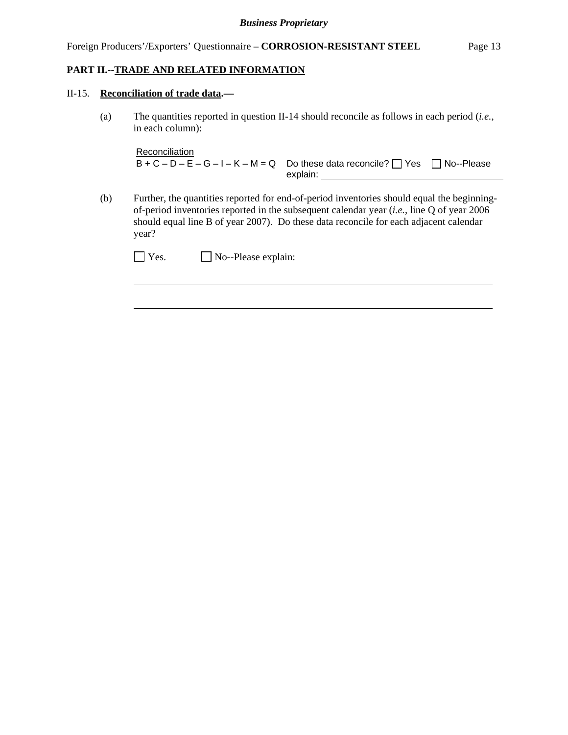**PART II.--TRADE AND RELATED INFORMATION**

II-15. **Reconciliation of trade data.—**

(a) The quantities reported in question II-14 should reconcile as follows in each period (*i.e.*, in each column):

Reconciliation
B + C – D – E – G – I – K – M = Q    Do these data reconcile? ☐ Yes ☐ No--Please explain: ____________________

(b) Further, the quantities reported for end-of-period inventories should equal the beginning-of-period inventories reported in the subsequent calendar year (*i.e.*, line Q of year 2006 should equal line B of year 2007). Do these data reconcile for each adjacent calendar year?

☐ Yes. ☐ No--Please explain:

______________________________________________________________________

______________________________________________________________________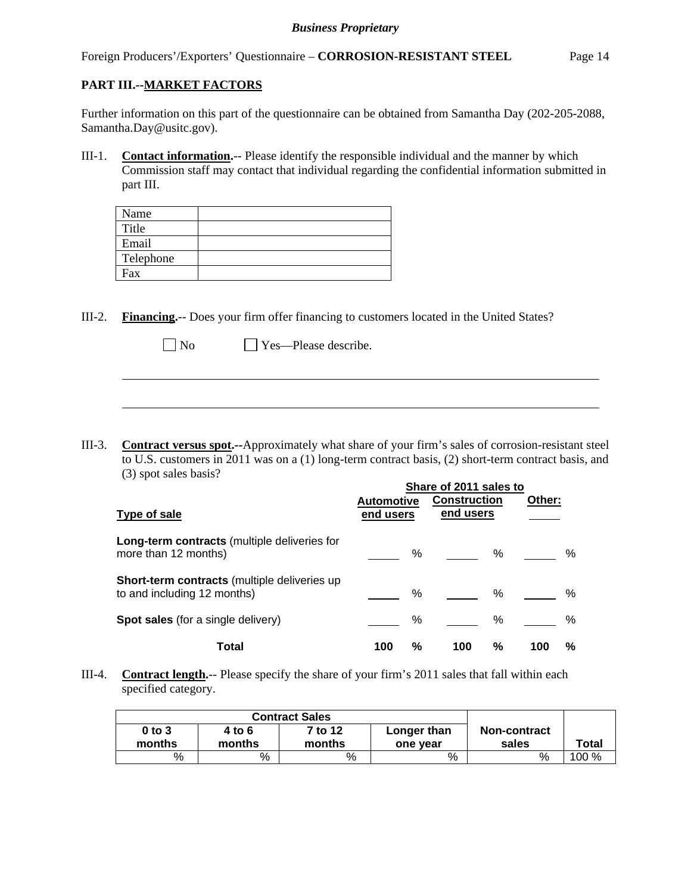## PART III.--MARKET FACTORS

Further information on this part of the questionnaire can be obtained from Samantha Day (202-205-2088, Samantha.Day@usitc.gov).

III-1. **Contact information.**-- Please identify the responsible individual and the manner by which Commission staff may contact that individual regarding the confidential information submitted in part III.

| | |
|---|---|
| Name | |
| Title | |
| Email | |
| Telephone | |
| Fax | |

III-2. **Financing.**-- Does your firm offer financing to customers located in the United States?

☐ No ☐ Yes—Please describe.

______________________________________________________________________

______________________________________________________________________

III-3. **Contract versus spot.**--Approximately what share of your firm's sales of corrosion-resistant steel to U.S. customers in 2011 was on a (1) long-term contract basis, (2) short-term contract basis, and (3) spot sales basis?

| Type of sale | Share of 2011 sales to Automotive end users | Share of 2011 sales to Construction end users | Share of 2011 sales to Other: _____ |
|---|---|---|---|
| **Long-term contracts** (multiple deliveries for more than 12 months) | _____ % | _____ % | _____ % |
| **Short-term contracts** (multiple deliveries up to and including 12 months) | _____ % | _____ % | _____ % |
| **Spot sales** (for a single delivery) | _____ % | _____ % | _____ % |
| **Total** | **100 %** | **100 %** | **100 %** |

III-4. **Contract length.**-- Please specify the share of your firm's 2011 sales that fall within each specified category.

| Contract Sales | | | | | |
|---|---|---|---|---|---|
| **0 to 3 months** | **4 to 6 months** | **7 to 12 months** | **Longer than one year** | **Non-contract sales** | **Total** |
| % | % | % | % | % | 100 % |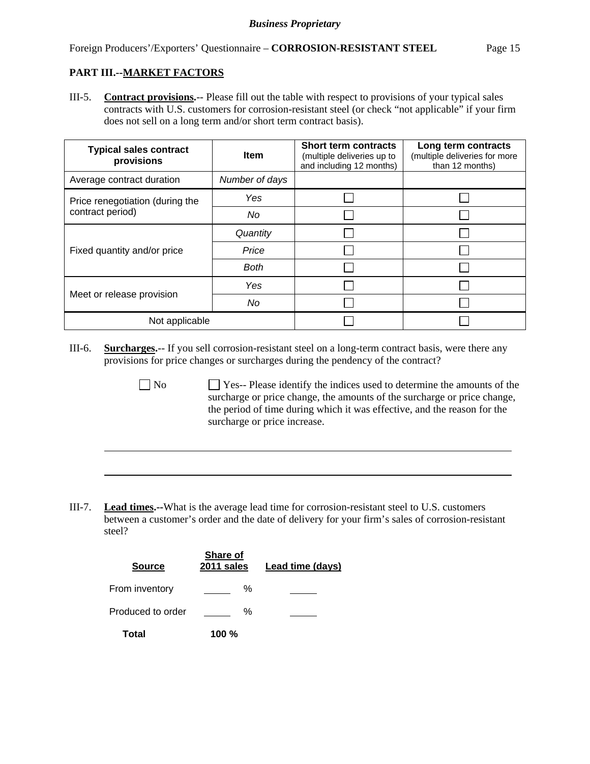**Business Proprietary**

## PART III.--MARKET FACTORS

III-5. **Contract provisions.**-- Please fill out the table with respect to provisions of your typical sales contracts with U.S. customers for corrosion-resistant steel (or check "not applicable" if your firm does not sell on a long term and/or short term contract basis).

| Typical sales contract provisions | Item | Short term contracts (multiple deliveries up to and including 12 months) | Long term contracts (multiple deliveries for more than 12 months) |
|---|---|---|---|
| Average contract duration | *Number of days* | | |
| Price renegotiation (during the contract period) | *Yes* | ☐ | ☐ |
| | *No* | ☐ | ☐ |
| Fixed quantity and/or price | *Quantity* | ☐ | ☐ |
| | *Price* | ☐ | ☐ |
| | *Both* | ☐ | ☐ |
| Meet or release provision | *Yes* | ☐ | ☐ |
| | *No* | ☐ | ☐ |
| Not applicable | | ☐ | ☐ |

III-6. **Surcharges.**-- If you sell corrosion-resistant steel on a long-term contract basis, were there any provisions for price changes or surcharges during the pendency of the contract?

☐ No ☐ Yes-- Please identify the indices used to determine the amounts of the surcharge or price change, the amounts of the surcharge or price change, the period of time during which it was effective, and the reason for the surcharge or price increase.

______________________________________________________________________

______________________________________________________________________

III-7. **Lead times.**--What is the average lead time for corrosion-resistant steel to U.S. customers between a customer's order and the date of delivery for your firm's sales of corrosion-resistant steel?

| Source | Share of 2011 sales | Lead time (days) |
|---|---|---|
| From inventory | _____ % | _____ |
| Produced to order | _____ % | _____ |
| **Total** | **100 %** | |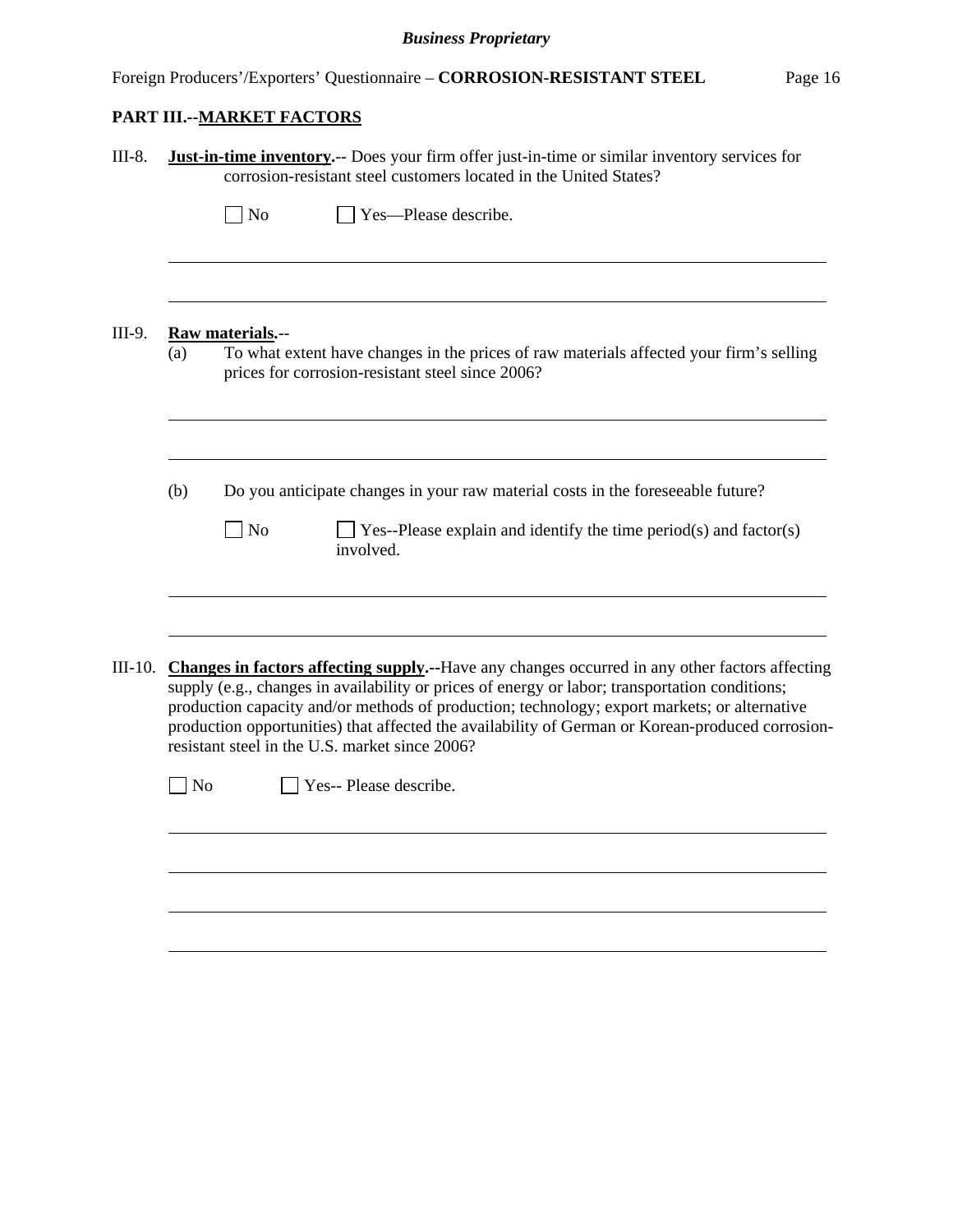## PART III.--MARKET FACTORS

III-8. **Just-in-time inventory.**-- Does your firm offer just-in-time or similar inventory services for corrosion-resistant steel customers located in the United States?

☐ No ☐ Yes—Please describe.

______________________________________________________________________

______________________________________________________________________

III-9. **Raw materials.**--

(a) To what extent have changes in the prices of raw materials affected your firm's selling prices for corrosion-resistant steel since 2006?

______________________________________________________________________

______________________________________________________________________

(b) Do you anticipate changes in your raw material costs in the foreseeable future?

☐ No ☐ Yes--Please explain and identify the time period(s) and factor(s) involved.

______________________________________________________________________

______________________________________________________________________

III-10. **Changes in factors affecting supply.**--Have any changes occurred in any other factors affecting supply (e.g., changes in availability or prices of energy or labor; transportation conditions; production capacity and/or methods of production; technology; export markets; or alternative production opportunities) that affected the availability of German or Korean-produced corrosion-resistant steel in the U.S. market since 2006?

☐ No ☐ Yes-- Please describe.

______________________________________________________________________

______________________________________________________________________

______________________________________________________________________

______________________________________________________________________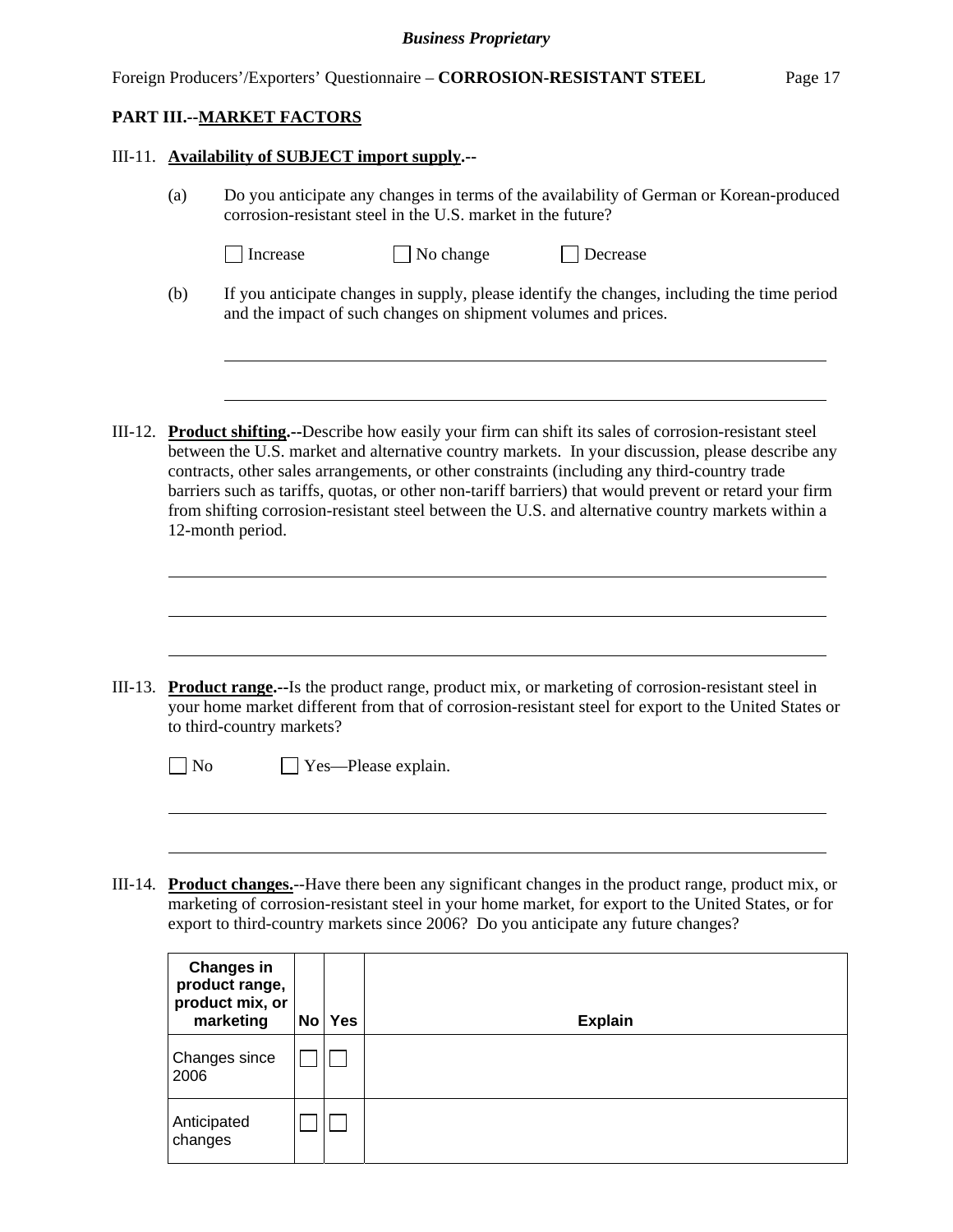## PART III.--MARKET FACTORS

III-11. **Availability of SUBJECT import supply.--**

(a) Do you anticipate any changes in terms of the availability of German or Korean-produced corrosion-resistant steel in the U.S. market in the future?

☐ Increase ☐ No change ☐ Decrease

(b) If you anticipate changes in supply, please identify the changes, including the time period and the impact of such changes on shipment volumes and prices.

\_\_\_\_\_\_\_\_\_\_\_\_\_\_\_\_\_\_\_\_\_\_\_\_\_\_\_\_\_\_\_\_\_\_\_\_\_\_\_\_\_\_\_\_\_\_\_\_\_\_\_\_\_\_\_\_\_\_\_\_\_\_\_\_

\_\_\_\_\_\_\_\_\_\_\_\_\_\_\_\_\_\_\_\_\_\_\_\_\_\_\_\_\_\_\_\_\_\_\_\_\_\_\_\_\_\_\_\_\_\_\_\_\_\_\_\_\_\_\_\_\_\_\_\_\_\_\_\_

III-12. **Product shifting.--**Describe how easily your firm can shift its sales of corrosion-resistant steel between the U.S. market and alternative country markets. In your discussion, please describe any contracts, other sales arrangements, or other constraints (including any third-country trade barriers such as tariffs, quotas, or other non-tariff barriers) that would prevent or retard your firm from shifting corrosion-resistant steel between the U.S. and alternative country markets within a 12-month period.

\_\_\_\_\_\_\_\_\_\_\_\_\_\_\_\_\_\_\_\_\_\_\_\_\_\_\_\_\_\_\_\_\_\_\_\_\_\_\_\_\_\_\_\_\_\_\_\_\_\_\_\_\_\_\_\_\_\_\_\_\_\_\_\_

\_\_\_\_\_\_\_\_\_\_\_\_\_\_\_\_\_\_\_\_\_\_\_\_\_\_\_\_\_\_\_\_\_\_\_\_\_\_\_\_\_\_\_\_\_\_\_\_\_\_\_\_\_\_\_\_\_\_\_\_\_\_\_\_

\_\_\_\_\_\_\_\_\_\_\_\_\_\_\_\_\_\_\_\_\_\_\_\_\_\_\_\_\_\_\_\_\_\_\_\_\_\_\_\_\_\_\_\_\_\_\_\_\_\_\_\_\_\_\_\_\_\_\_\_\_\_\_\_

III-13. **Product range.--**Is the product range, product mix, or marketing of corrosion-resistant steel in your home market different from that of corrosion-resistant steel for export to the United States or to third-country markets?

☐ No ☐ Yes—Please explain.

\_\_\_\_\_\_\_\_\_\_\_\_\_\_\_\_\_\_\_\_\_\_\_\_\_\_\_\_\_\_\_\_\_\_\_\_\_\_\_\_\_\_\_\_\_\_\_\_\_\_\_\_\_\_\_\_\_\_\_\_\_\_\_\_

\_\_\_\_\_\_\_\_\_\_\_\_\_\_\_\_\_\_\_\_\_\_\_\_\_\_\_\_\_\_\_\_\_\_\_\_\_\_\_\_\_\_\_\_\_\_\_\_\_\_\_\_\_\_\_\_\_\_\_\_\_\_\_\_

III-14. **Product changes.--**Have there been any significant changes in the product range, product mix, or marketing of corrosion-resistant steel in your home market, for export to the United States, or for export to third-country markets since 2006? Do you anticipate any future changes?

| Changes in product range, product mix, or marketing | No | Yes | Explain |
|---|---|---|---|
| Changes since 2006 | ☐ | ☐ | |
| Anticipated changes | ☐ | ☐ | |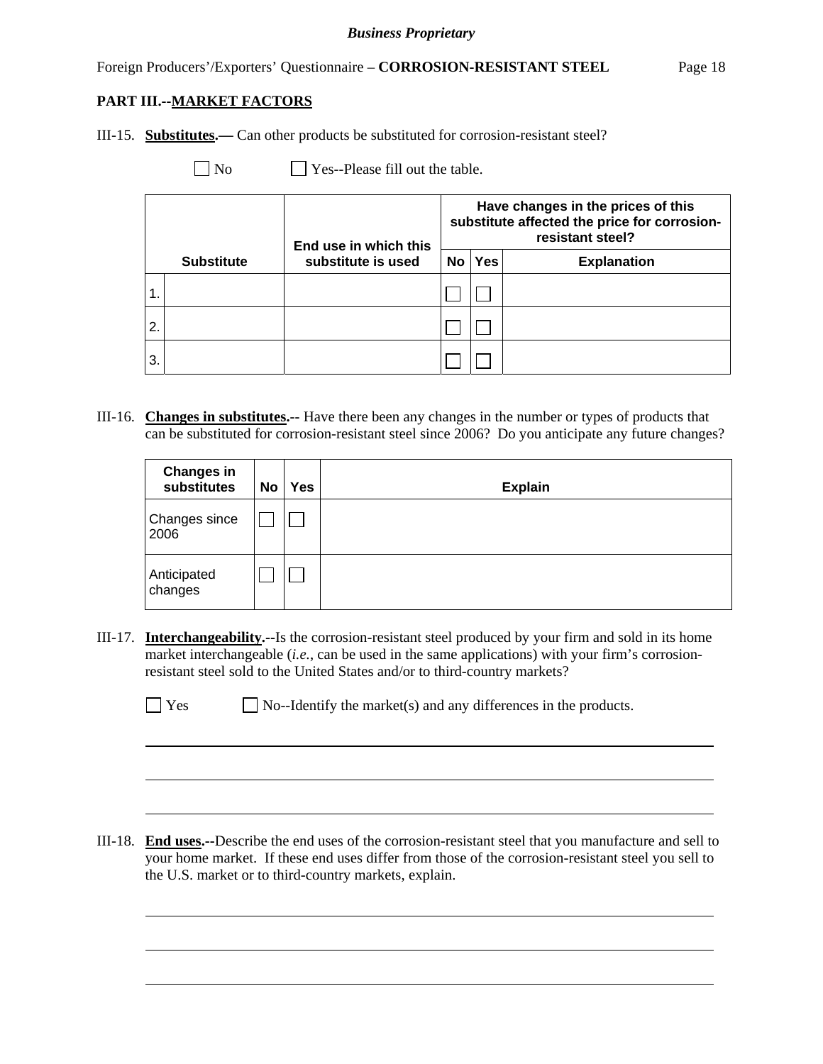## PART III.--MARKET FACTORS

III-15. **Substitutes.—** Can other products be substituted for corrosion-resistant steel?

☐ No ☐ Yes--Please fill out the table.

| | Substitute | End use in which this substitute is used | Have changes in the prices of this substitute affected the price for corrosion-resistant steel? | | |
|---|---|---|---|---|---|
| | | | No | Yes | Explanation |
| 1. | | | ☐ | ☐ | |
| 2. | | | ☐ | ☐ | |
| 3. | | | ☐ | ☐ | |

III-16. **Changes in substitutes.--** Have there been any changes in the number or types of products that can be substituted for corrosion-resistant steel since 2006? Do you anticipate any future changes?

| Changes in substitutes | No | Yes | Explain |
|---|---|---|---|
| Changes since 2006 | ☐ | ☐ | |
| Anticipated changes | ☐ | ☐ | |

III-17. **Interchangeability.--**Is the corrosion-resistant steel produced by your firm and sold in its home market interchangeable (*i.e.*, can be used in the same applications) with your firm's corrosion-resistant steel sold to the United States and/or to third-country markets?

☐ Yes ☐ No--Identify the market(s) and any differences in the products.

III-18. **End uses.--**Describe the end uses of the corrosion-resistant steel that you manufacture and sell to your home market. If these end uses differ from those of the corrosion-resistant steel you sell to the U.S. market or to third-country markets, explain.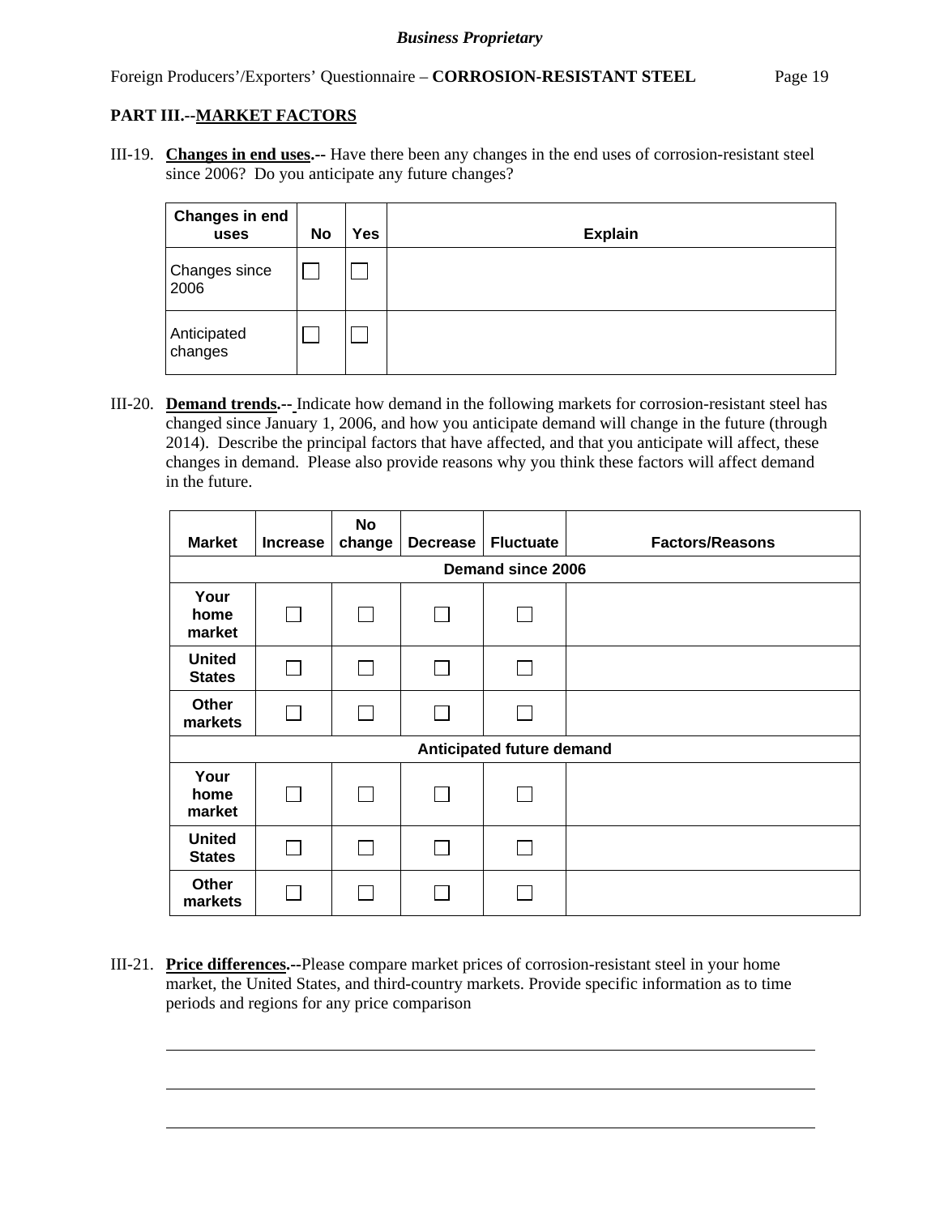## PART III.--MARKET FACTORS

III-19. **Changes in end uses.--** Have there been any changes in the end uses of corrosion-resistant steel since 2006? Do you anticipate any future changes?

| Changes in end uses | No | Yes | Explain |
|---|---|---|---|
| Changes since 2006 | ☐ | ☐ | |
| Anticipated changes | ☐ | ☐ | |

III-20. **Demand trends.--** Indicate how demand in the following markets for corrosion-resistant steel has changed since January 1, 2006, and how you anticipate demand will change in the future (through 2014). Describe the principal factors that have affected, and that you anticipate will affect, these changes in demand. Please also provide reasons why you think these factors will affect demand in the future.

| Market | Increase | No change | Decrease | Fluctuate | Factors/Reasons |
|---|---|---|---|---|---|
| **Demand since 2006** | | | | | |
| Your home market | ☐ | ☐ | ☐ | ☐ | |
| United States | ☐ | ☐ | ☐ | ☐ | |
| Other markets | ☐ | ☐ | ☐ | ☐ | |
| **Anticipated future demand** | | | | | |
| Your home market | ☐ | ☐ | ☐ | ☐ | |
| United States | ☐ | ☐ | ☐ | ☐ | |
| Other markets | ☐ | ☐ | ☐ | ☐ | |

III-21. **Price differences.--**Please compare market prices of corrosion-resistant steel in your home market, the United States, and third-country markets. Provide specific information as to time periods and regions for any price comparison

\_\_\_\_\_\_\_\_\_\_\_\_\_\_\_\_\_\_\_\_\_\_\_\_\_\_\_\_\_\_\_\_\_\_\_\_\_\_\_\_\_\_\_\_\_\_\_\_\_\_\_\_\_\_\_\_\_\_\_\_

\_\_\_\_\_\_\_\_\_\_\_\_\_\_\_\_\_\_\_\_\_\_\_\_\_\_\_\_\_\_\_\_\_\_\_\_\_\_\_\_\_\_\_\_\_\_\_\_\_\_\_\_\_\_\_\_\_\_\_\_

\_\_\_\_\_\_\_\_\_\_\_\_\_\_\_\_\_\_\_\_\_\_\_\_\_\_\_\_\_\_\_\_\_\_\_\_\_\_\_\_\_\_\_\_\_\_\_\_\_\_\_\_\_\_\_\_\_\_\_\_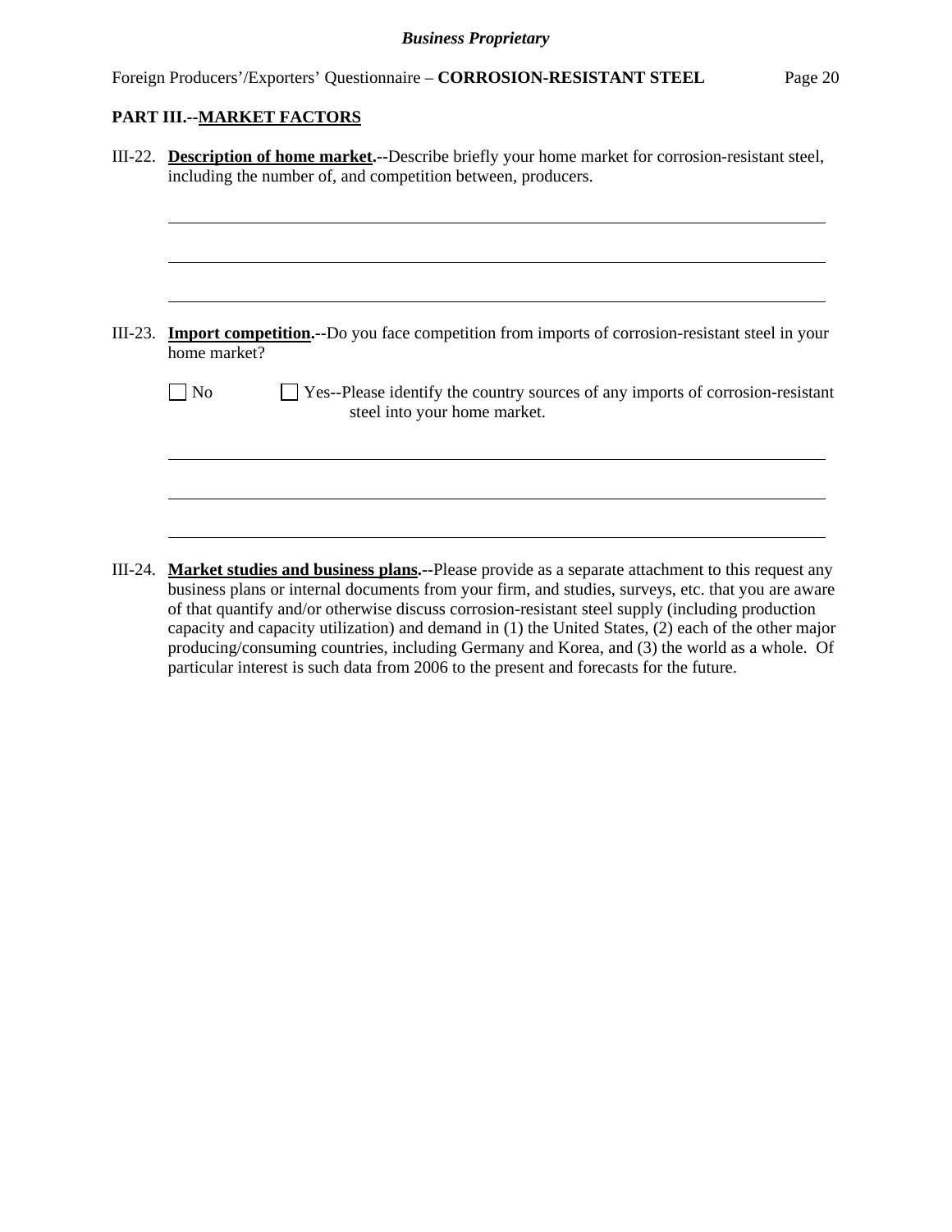## PART III.--MARKET FACTORS

III-22. **Description of home market.--**Describe briefly your home market for corrosion-resistant steel, including the number of, and competition between, producers.

\_\_\_\_\_\_\_\_\_\_\_\_\_\_\_\_\_\_\_\_\_\_\_\_\_\_\_\_\_\_\_\_\_\_\_\_\_\_\_\_\_\_\_\_\_\_\_\_\_\_\_\_\_\_\_\_\_\_\_\_\_\_\_\_\_\_\_\_\_\_

\_\_\_\_\_\_\_\_\_\_\_\_\_\_\_\_\_\_\_\_\_\_\_\_\_\_\_\_\_\_\_\_\_\_\_\_\_\_\_\_\_\_\_\_\_\_\_\_\_\_\_\_\_\_\_\_\_\_\_\_\_\_\_\_\_\_\_\_\_\_

\_\_\_\_\_\_\_\_\_\_\_\_\_\_\_\_\_\_\_\_\_\_\_\_\_\_\_\_\_\_\_\_\_\_\_\_\_\_\_\_\_\_\_\_\_\_\_\_\_\_\_\_\_\_\_\_\_\_\_\_\_\_\_\_\_\_\_\_\_\_

III-23. **Import competition.--**Do you face competition from imports of corrosion-resistant steel in your home market?

☐ No ☐ Yes--Please identify the country sources of any imports of corrosion-resistant steel into your home market.

\_\_\_\_\_\_\_\_\_\_\_\_\_\_\_\_\_\_\_\_\_\_\_\_\_\_\_\_\_\_\_\_\_\_\_\_\_\_\_\_\_\_\_\_\_\_\_\_\_\_\_\_\_\_\_\_\_\_\_\_\_\_\_\_\_\_\_\_\_\_

\_\_\_\_\_\_\_\_\_\_\_\_\_\_\_\_\_\_\_\_\_\_\_\_\_\_\_\_\_\_\_\_\_\_\_\_\_\_\_\_\_\_\_\_\_\_\_\_\_\_\_\_\_\_\_\_\_\_\_\_\_\_\_\_\_\_\_\_\_\_

\_\_\_\_\_\_\_\_\_\_\_\_\_\_\_\_\_\_\_\_\_\_\_\_\_\_\_\_\_\_\_\_\_\_\_\_\_\_\_\_\_\_\_\_\_\_\_\_\_\_\_\_\_\_\_\_\_\_\_\_\_\_\_\_\_\_\_\_\_\_

III-24. **Market studies and business plans.--**Please provide as a separate attachment to this request any business plans or internal documents from your firm, and studies, surveys, etc. that you are aware of that quantify and/or otherwise discuss corrosion-resistant steel supply (including production capacity and capacity utilization) and demand in (1) the United States, (2) each of the other major producing/consuming countries, including Germany and Korea, and (3) the world as a whole. Of particular interest is such data from 2006 to the present and forecasts for the future.